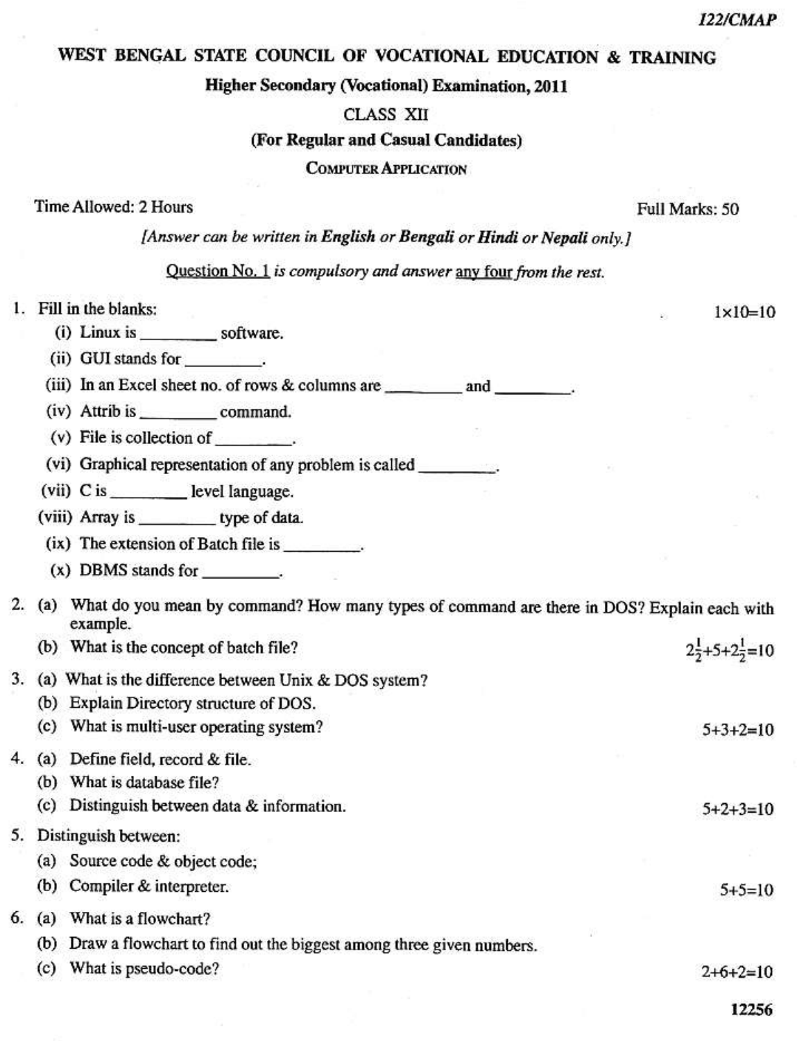# WEST BENGAL STATE COUNCIL OF VOCATIONAL EDUCATION & TRAINING

## Higher Secondary (Vocational) Examination, 2011

### CLASS XII

### (For Regular and Casual Candidates)

### COMPUTER APPLICATION

Time Allowed: 2 Hours | Full Marks: 50

*[Answer can be written in **English** or **Bengali** or **Hindi** or **Nepali** only.]*

Question No. 1 *is compulsory and answer* any four *from the rest.*

1. Fill in the blanks: $1 \times 10 = 10$
   - (i) Linux is ________ software.
   - (ii) GUI stands for ________.
   - (iii) In an Excel sheet no. of rows & columns are ________ and ________.
   - (iv) Attrib is ________ command.
   - (v) File is collection of ________.
   - (vi) Graphical representation of any problem is called ________.
   - (vii) C is ________ level language.
   - (viii) Array is ________ type of data.
   - (ix) The extension of Batch file is ________.
   - (x) DBMS stands for ________.

2. (a) What do you mean by command? How many types of command are there in DOS? Explain each with example.

   (b) What is the concept of batch file? $2\frac{1}{2}+5+2\frac{1}{2}=10$

3. (a) What is the difference between Unix & DOS system?

   (b) Explain Directory structure of DOS.

   (c) What is multi-user operating system? $5+3+2=10$

4. (a) Define field, record & file.

   (b) What is database file?

   (c) Distinguish between data & information. $5+2+3=10$

5. Distinguish between:

   (a) Source code & object code;

   (b) Compiler & interpreter. $5+5=10$

6. (a) What is a flowchart?

   (b) Draw a flowchart to find out the biggest among three given numbers.

   (c) What is pseudo-code? $2+6+2=10$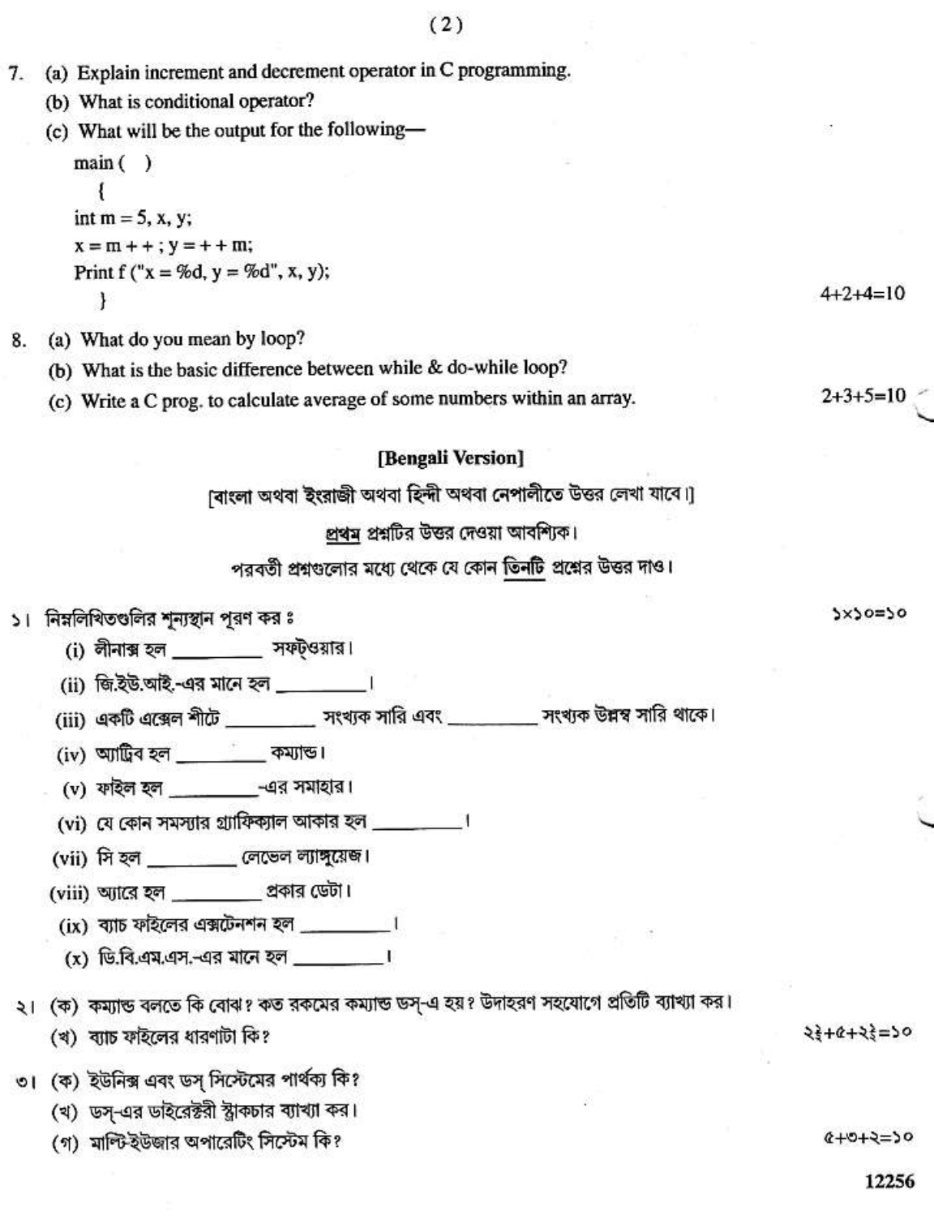7. (a) Explain increment and decrement operator in C programming.

   (b) What is conditional operator?

   (c) What will be the output for the following—

```
main ( )
   {
int m = 5, x, y;
x = m + + ; y = + + m;
Print f ("x = %d, y = %d", x, y);
   }
```

4+2+4=10

8. (a) What do you mean by loop?

   (b) What is the basic difference between while & do-while loop?

   (c) Write a C prog. to calculate average of some numbers within an array.

2+3+5=10

## [Bengali Version]

[বাংলা অথবা ইংরাজী অথবা হিন্দী অথবা নেপালীতে উত্তর লেখা যাবে।]

প্রথম প্রশ্নটির উত্তর দেওয়া আবশ্যিক।

পরবর্তী প্রশ্নগুলোর মধ্যে থেকে যে কোন তিনটি প্রশ্নের উত্তর দাও।

১। নিম্নলিখিতগুলির শূন্যস্থান পূরণ কর ঃ

১×১০=১০

   (i) লীনাক্স হল _________ সফট্ওয়ার।

   (ii) জি.ইউ.আই.-এর মানে হল _________।

   (iii) একটি এক্সেল শীটে _________ সংখ্যক সারি এবং _________ সংখ্যক উল্লম্ব সারি থাকে।

   (iv) অ্যাট্রিব হল _________ কম্যান্ড।

   (v) ফাইল হল _________-এর সমাহার।

   (vi) যে কোন সমস্যার গ্র্যাফিক্যাল আকার হল _________।

   (vii) সি হল _________ লেভেল ল্যাঙ্গুয়েজ।

   (viii) অ্যারে হল _________ প্রকার ডেটা।

   (ix) ব্যাচ ফাইলের এক্সটেনশন হল _________।

   (x) ডি.বি.এম.এস.-এর মানে হল _________।

২। (ক) কম্যান্ড বলতে কি বোঝ? কত রকমের কম্যান্ড ডস্-এ হয়? উদাহরণ সহযোগে প্রতিটি ব্যাখ্যা কর।

   (খ) ব্যাচ ফাইলের ধারণাটা কি?

২½+৫+২½=১০

৩। (ক) ইউনিক্স এবং ডস্ সিস্টেমের পার্থক্য কি?

   (খ) ডস্-এর ডাইরেক্টরী স্ট্রাকচার ব্যাখ্যা কর।

   (গ) মাল্টি-ইউজার অপারেটিং সিস্টেম কি?

৫+৩+২=১০

12256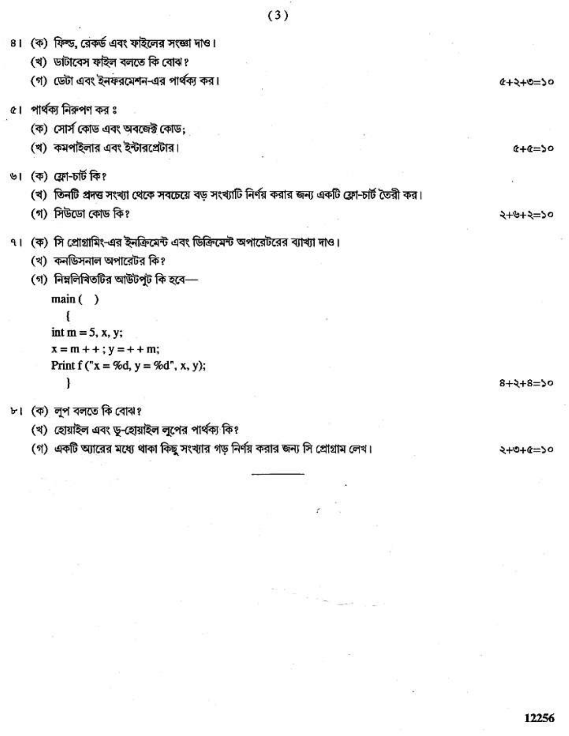৪। (ক) ফিল্ড, রেকর্ড এবং ফাইলের সংজ্ঞা দাও।

(খ) ডাটাবেস ফাইল বলতে কি বোঝ?

(গ) ডেটা এবং ইনফরমেশন-এর পার্থক্য কর। ৫+২+৩=১০

৫। পার্থক্য নিরুপণ কর ঃ

(ক) সোর্স কোড এবং অবজেক্ট কোড;

(খ) কমপাইলার এবং ইন্টারপ্রেটার। ৫+৫=১০

৬। (ক) ফ্লো-চার্ট কি?

(খ) তিনটি প্রদত্ত সংখ্যা থেকে সবচেয়ে বড় সংখ্যাটি নির্ণয় করার জন্য একটি ফ্লো-চার্ট তৈরী কর।

(গ) সিউডো কোড কি? ২+৬+২=১০

৭। (ক) সি প্রোগ্রামিং-এর ইনক্রিমেন্ট এবং ডিক্রিমেন্ট অপারেটরের ব্যাখ্যা দাও।

(খ) কনডিসনাল অপারেটর কি?

(গ) নিম্নলিখিতটির আউটপুট কি হবে—

```
main ( )
   {
int m = 5, x, y;
x = m + + ; y = + + m;
Print f ("x = %d, y = %d", x, y);
   }
```

৪+২+৪=১০

৮। (ক) লুপ বলতে কি বোঝ?

(খ) হোয়াইল এবং ডু-হোয়াইল লুপের পার্থক্য কি?

(গ) একটি অ্যারের মধ্যে থাকা কিছু সংখ্যার গড় নির্ণয় করার জন্য সি প্রোগ্রাম লেখ। ২+৩+৫=১০

---

12256